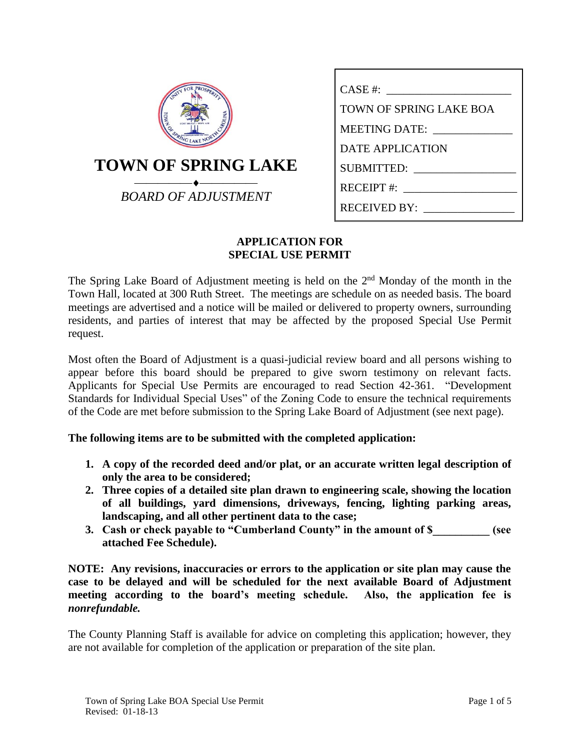# TOWN OF SPRING LAKE

*BOARD OF ADJUSTMENT*

CASE #: ____________________

TOWN OF SPRING LAKE BOA

MEETING DATE: ____________

DATE APPLICATION

SUBMITTED: ________________

RECEIPT #: __________________

RECEIVED BY: _______________

## APPLICATION FOR SPECIAL USE PERMIT

The Spring Lake Board of Adjustment meeting is held on the 2nd Monday of the month in the Town Hall, located at 300 Ruth Street. The meetings are schedule on as needed basis. The board meetings are advertised and a notice will be mailed or delivered to property owners, surrounding residents, and parties of interest that may be affected by the proposed Special Use Permit request.

Most often the Board of Adjustment is a quasi-judicial review board and all persons wishing to appear before this board should be prepared to give sworn testimony on relevant facts. Applicants for Special Use Permits are encouraged to read Section 42-361. "Development Standards for Individual Special Uses" of the Zoning Code to ensure the technical requirements of the Code are met before submission to the Spring Lake Board of Adjustment (see next page).

**The following items are to be submitted with the completed application:**

1. **A copy of the recorded deed and/or plat, or an accurate written legal description of only the area to be considered;**
2. **Three copies of a detailed site plan drawn to engineering scale, showing the location of all buildings, yard dimensions, driveways, fencing, lighting parking areas, landscaping, and all other pertinent data to the case;**
3. **Cash or check payable to "Cumberland County" in the amount of $__________ (see attached Fee Schedule).**

**NOTE: Any revisions, inaccuracies or errors to the application or site plan may cause the case to be delayed and will be scheduled for the next available Board of Adjustment meeting according to the board's meeting schedule. Also, the application fee is *nonrefundable.***

The County Planning Staff is available for advice on completing this application; however, they are not available for completion of the application or preparation of the site plan.

Town of Spring Lake BOA Special Use Permit
Revised: 01-18-13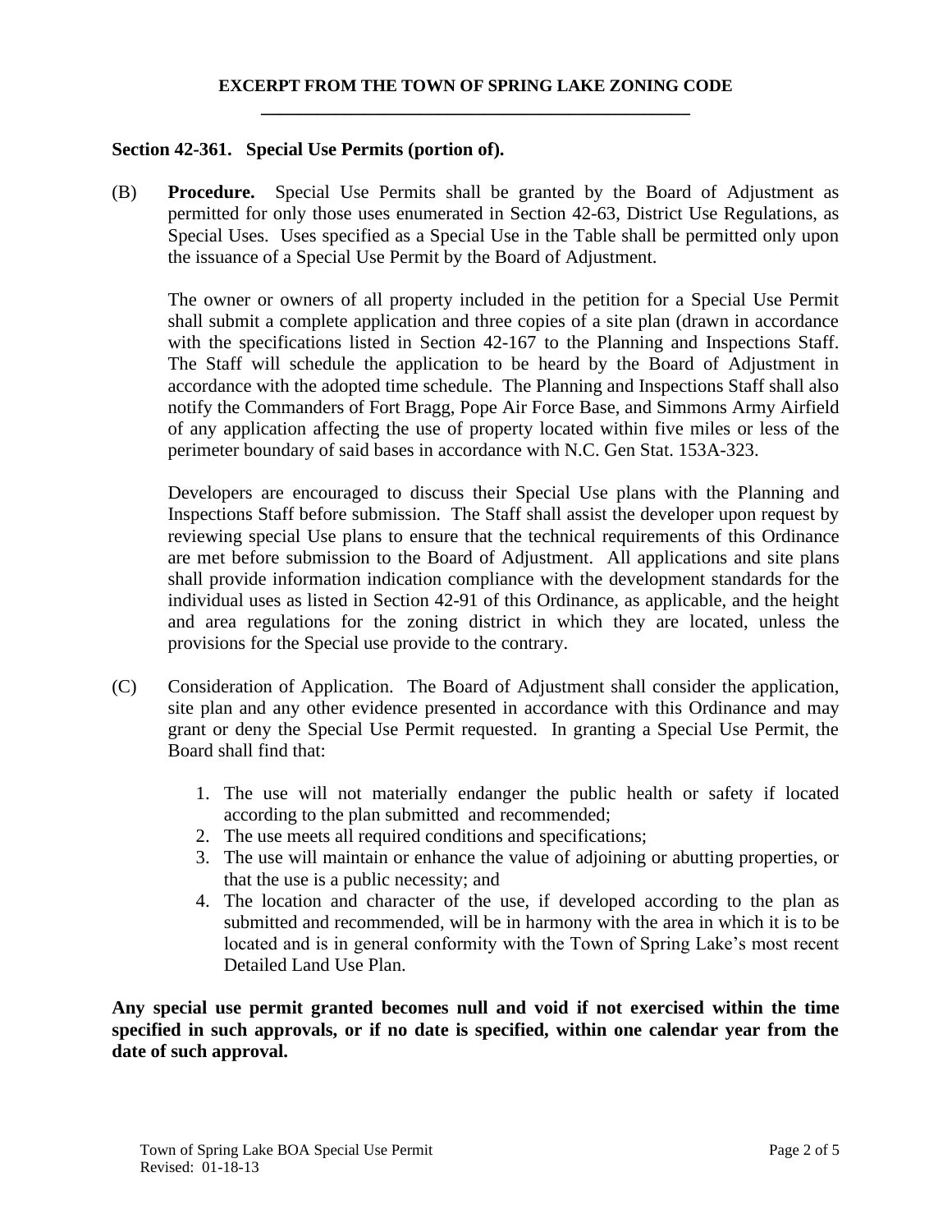## EXCERPT FROM THE TOWN OF SPRING LAKE ZONING CODE

### Section 42-361. Special Use Permits (portion of).

(B) **Procedure.** Special Use Permits shall be granted by the Board of Adjustment as permitted for only those uses enumerated in Section 42-63, District Use Regulations, as Special Uses. Uses specified as a Special Use in the Table shall be permitted only upon the issuance of a Special Use Permit by the Board of Adjustment.

The owner or owners of all property included in the petition for a Special Use Permit shall submit a complete application and three copies of a site plan (drawn in accordance with the specifications listed in Section 42-167 to the Planning and Inspections Staff. The Staff will schedule the application to be heard by the Board of Adjustment in accordance with the adopted time schedule. The Planning and Inspections Staff shall also notify the Commanders of Fort Bragg, Pope Air Force Base, and Simmons Army Airfield of any application affecting the use of property located within five miles or less of the perimeter boundary of said bases in accordance with N.C. Gen Stat. 153A-323.

Developers are encouraged to discuss their Special Use plans with the Planning and Inspections Staff before submission. The Staff shall assist the developer upon request by reviewing special Use plans to ensure that the technical requirements of this Ordinance are met before submission to the Board of Adjustment. All applications and site plans shall provide information indication compliance with the development standards for the individual uses as listed in Section 42-91 of this Ordinance, as applicable, and the height and area regulations for the zoning district in which they are located, unless the provisions for the Special use provide to the contrary.

(C) Consideration of Application. The Board of Adjustment shall consider the application, site plan and any other evidence presented in accordance with this Ordinance and may grant or deny the Special Use Permit requested. In granting a Special Use Permit, the Board shall find that:

1. The use will not materially endanger the public health or safety if located according to the plan submitted and recommended;
2. The use meets all required conditions and specifications;
3. The use will maintain or enhance the value of adjoining or abutting properties, or that the use is a public necessity; and
4. The location and character of the use, if developed according to the plan as submitted and recommended, will be in harmony with the area in which it is to be located and is in general conformity with the Town of Spring Lake's most recent Detailed Land Use Plan.

**Any special use permit granted becomes null and void if not exercised within the time specified in such approvals, or if no date is specified, within one calendar year from the date of such approval.**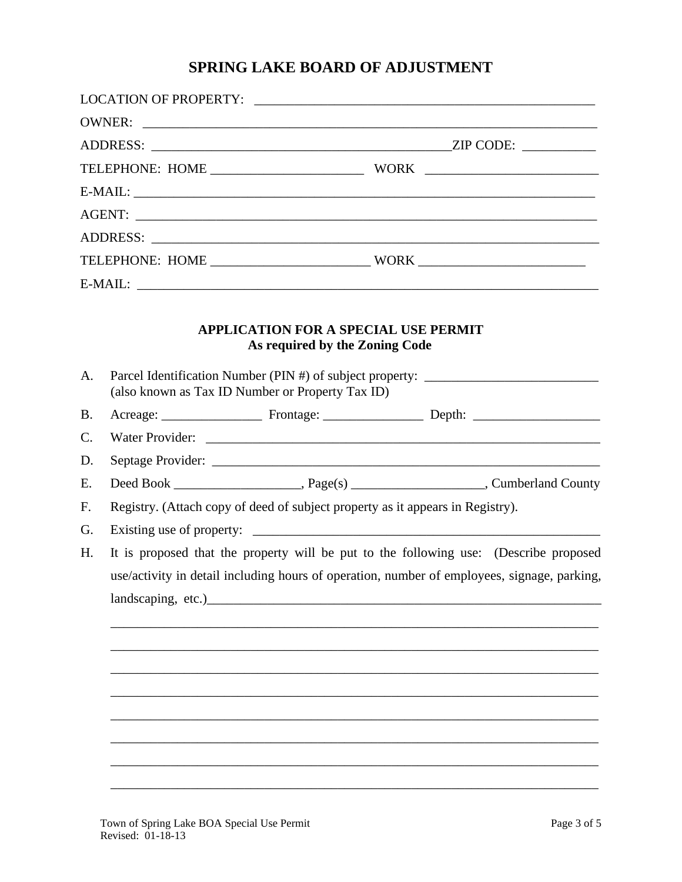# SPRING LAKE BOARD OF ADJUSTMENT

LOCATION OF PROPERTY: ___________________________________________________

OWNER: ________________________________________________________________

ADDRESS: ____________________________________________ZIP CODE: ___________

TELEPHONE: HOME ______________________ WORK _________________________

E-MAIL: _______________________________________________________________

AGENT: ________________________________________________________________

ADDRESS: ______________________________________________________________

TELEPHONE: HOME ________________________ WORK _________________________

E-MAIL: ________________________________________________________________

## APPLICATION FOR A SPECIAL USE PERMIT
### As required by the Zoning Code

A. Parcel Identification Number (PIN #) of subject property: __________________________
(also known as Tax ID Number or Property Tax ID)

B. Acreage: _______________ Frontage: _______________ Depth: ___________________

C. Water Provider: ___________________________________________________________

D. Septage Provider: _________________________________________________________

E. Deed Book ___________________, Page(s) ____________________, Cumberland County

F. Registry. (Attach copy of deed of subject property as it appears in Registry).

G. Existing use of property: ______________________________________________________

H. It is proposed that the property will be put to the following use: (Describe proposed use/activity in detail including hours of operation, number of employees, signage, parking, landscaping, etc.)______________________________________________________________

___________________________________________________________________________

___________________________________________________________________________

___________________________________________________________________________

___________________________________________________________________________

___________________________________________________________________________

___________________________________________________________________________

___________________________________________________________________________

___________________________________________________________________________

Town of Spring Lake BOA Special Use Permit
Revised: 01-18-13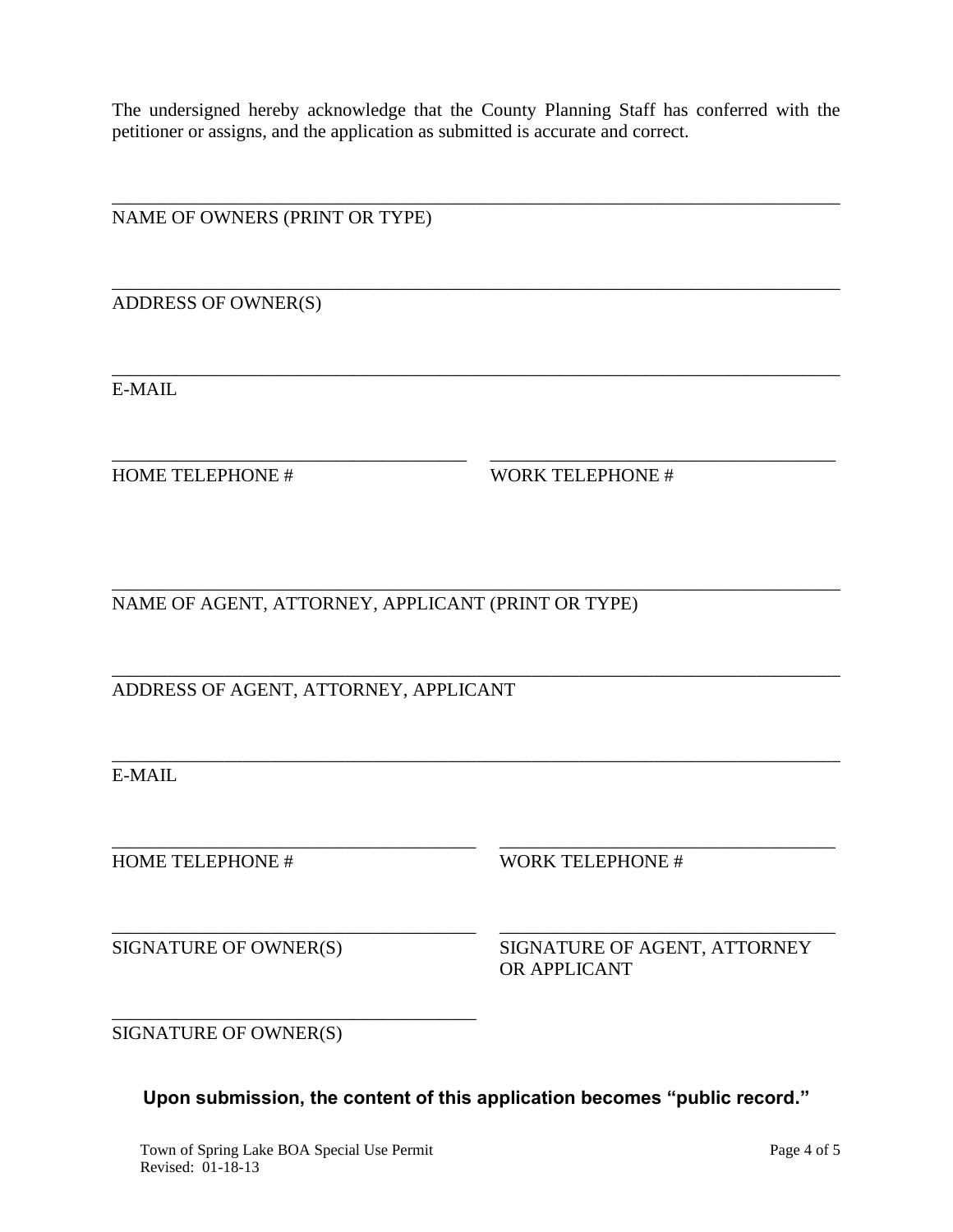The undersigned hereby acknowledge that the County Planning Staff has conferred with the petitioner or assigns, and the application as submitted is accurate and correct.

_______________________________________________________________________________
NAME OF OWNERS (PRINT OR TYPE)

_______________________________________________________________________________
ADDRESS OF OWNER(S)

_______________________________________________________________________________
E-MAIL

_____________________________________ _____________________________________
HOME TELEPHONE # WORK TELEPHONE #

_______________________________________________________________________________
NAME OF AGENT, ATTORNEY, APPLICANT (PRINT OR TYPE)

_______________________________________________________________________________
ADDRESS OF AGENT, ATTORNEY, APPLICANT

_______________________________________________________________________________
E-MAIL

_____________________________________ _____________________________________
HOME TELEPHONE # WORK TELEPHONE #

_____________________________________ _____________________________________
SIGNATURE OF OWNER(S) SIGNATURE OF AGENT, ATTORNEY OR APPLICANT

_____________________________________
SIGNATURE OF OWNER(S)

**Upon submission, the content of this application becomes "public record."**

Town of Spring Lake BOA Special Use Permit
Revised: 01-18-13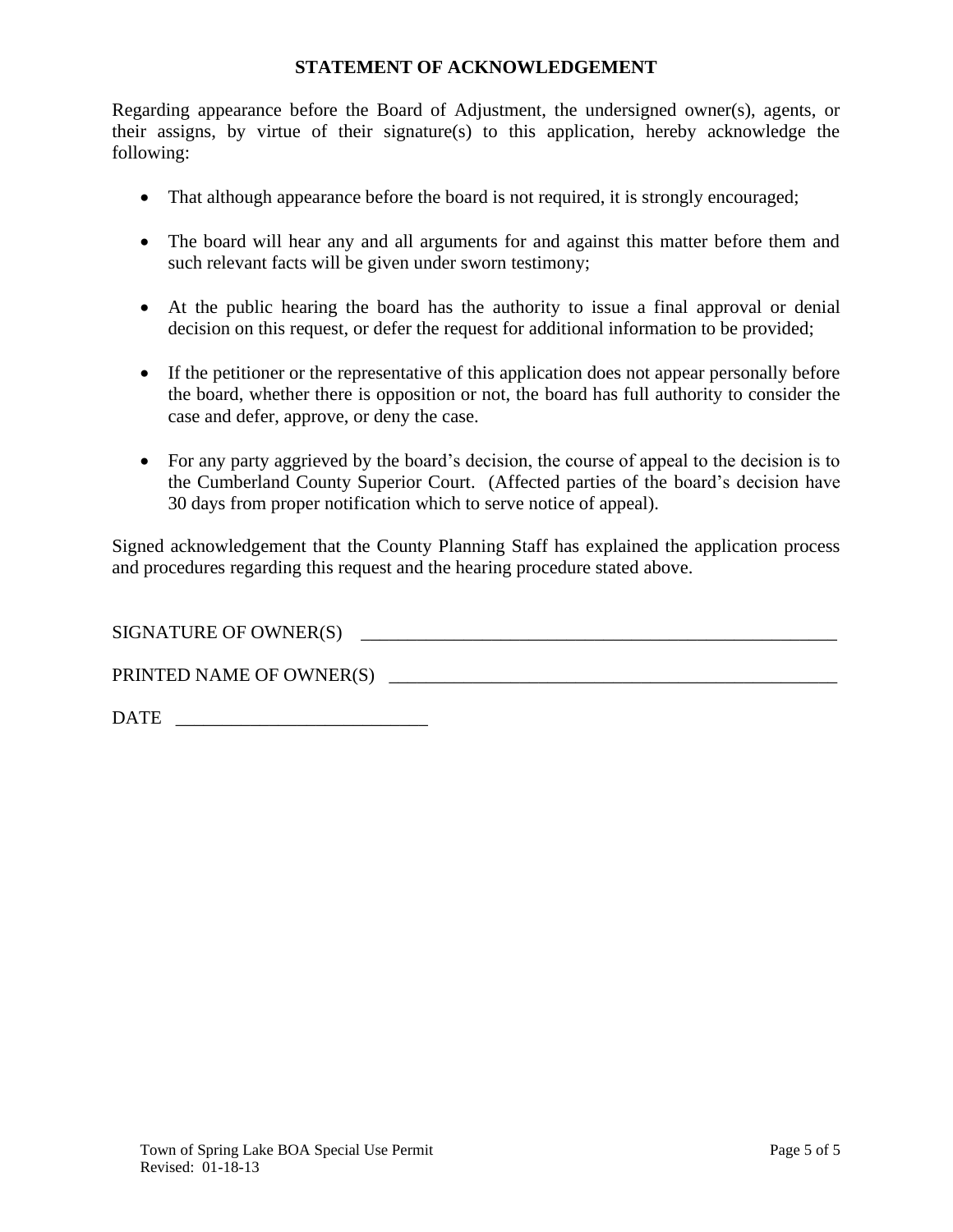## STATEMENT OF ACKNOWLEDGEMENT

Regarding appearance before the Board of Adjustment, the undersigned owner(s), agents, or their assigns, by virtue of their signature(s) to this application, hereby acknowledge the following:

- That although appearance before the board is not required, it is strongly encouraged;
- The board will hear any and all arguments for and against this matter before them and such relevant facts will be given under sworn testimony;
- At the public hearing the board has the authority to issue a final approval or denial decision on this request, or defer the request for additional information to be provided;
- If the petitioner or the representative of this application does not appear personally before the board, whether there is opposition or not, the board has full authority to consider the case and defer, approve, or deny the case.
- For any party aggrieved by the board's decision, the course of appeal to the decision is to the Cumberland County Superior Court. (Affected parties of the board's decision have 30 days from proper notification which to serve notice of appeal).

Signed acknowledgement that the County Planning Staff has explained the application process and procedures regarding this request and the hearing procedure stated above.

SIGNATURE OF OWNER(S) ____________________________________________________

PRINTED NAME OF OWNER(S) _________________________________________________

DATE ___________________________

Town of Spring Lake BOA Special Use Permit
Revised: 01-18-13